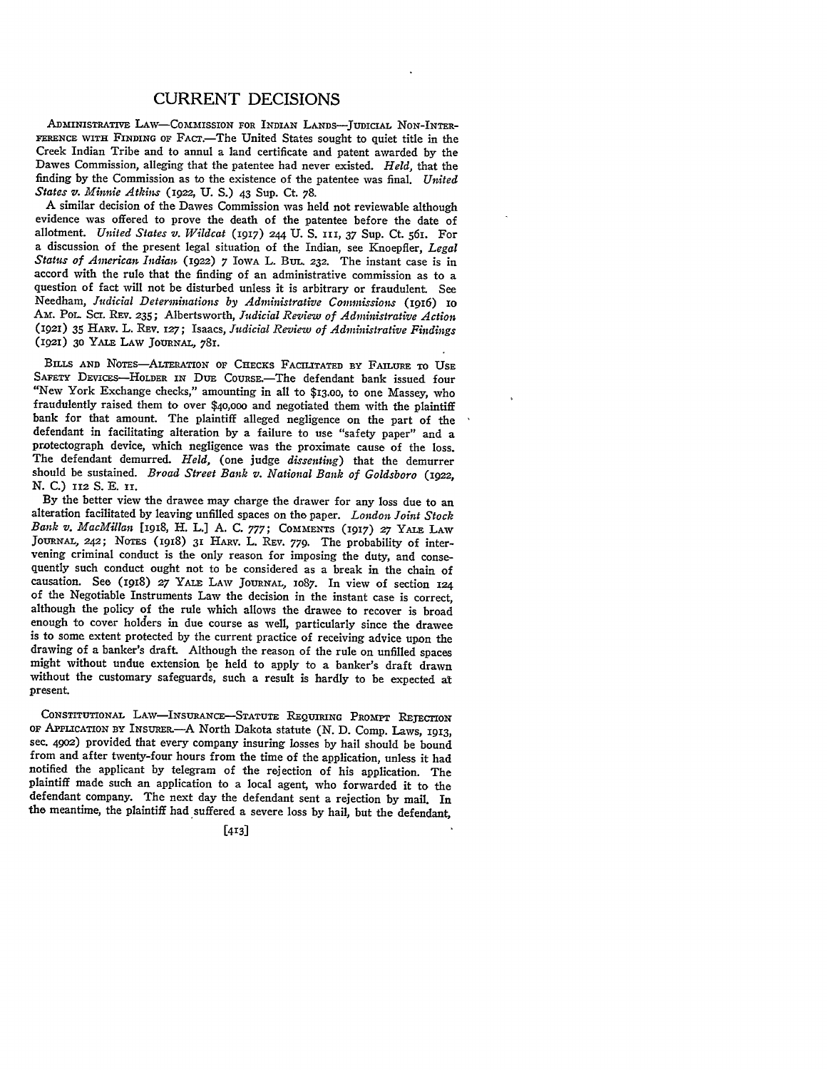# CURRENT DECISIONS

ADMINISTRATIVE LAW—COMMISSION FOR INDIAN LANDS—JUDICIAL NON-INTERFERENCE WITH FINDING OF FACT.—The United States sought to quiet title in the Creek Indian Tribe and to annul a land certificate and patent awarded by the Dawes Commission, alleging that the patentee had never existed. *Held*, that the finding by the Commission as to the existence of the patentee was final. *United States v. Minnie Atkins* (1922, U. S.) 43 Sup. Ct. 78.

A similar decision of the Dawes Commission was held not reviewable although evidence was offered to prove the death of the patentee before the date of allotment. *United States v. Wildcat* (1917) 244 U. S. 111, 37 Sup. Ct. 561. For a discussion of the present legal situation of the Indian, see Knoepfler, *Legal Status of American Indian* (1922) 7 IOWA L. BUL. 232. The instant case is in accord with the rule that the finding of an administrative commission as to a question of fact will not be disturbed unless it is arbitrary or fraudulent. See Needham, *Judicial Determinations by Administrative Commissions* (1916) 10 AM. POL. SCI. REV. 235; Albertsworth, *Judicial Review of Administrative Action* (1921) 35 HARV. L. REV. 127; Isaacs, *Judicial Review of Administrative Findings* (1921) 30 YALE LAW JOURNAL, 781.

BILLS AND NOTES—ALTERATION OF CHECKS FACILITATED BY FAILURE TO USE SAFETY DEVICES—HOLDER IN DUE COURSE.—The defendant bank issued four "New York Exchange checks," amounting in all to $13.00, to one Massey, who fraudulently raised them to over $40,000 and negotiated them with the plaintiff bank for that amount. The plaintiff alleged negligence on the part of the defendant in facilitating alteration by a failure to use "safety paper" and a protectograph device, which negligence was the proximate cause of the loss. The defendant demurred. *Held*, (one judge *dissenting*) that the demurrer should be sustained. *Broad Street Bank v. National Bank of Goldsboro* (1922, N. C.) 112 S. E. 11.

By the better view the drawee may charge the drawer for any loss due to an alteration facilitated by leaving unfilled spaces on the paper. *London Joint Stock Bank v. MacMillan* [1918, H. L.] A. C. 777; COMMENTS (1917) 27 YALE LAW JOURNAL, 242; NOTES (1918) 31 HARV. L. REV. 779. The probability of intervening criminal conduct is the only reason for imposing the duty, and consequently such conduct ought not to be considered as a break in the chain of causation. See (1918) 27 YALE LAW JOURNAL, 1087. In view of section 124 of the Negotiable Instruments Law the decision in the instant case is correct, although the policy of the rule which allows the drawee to recover is broad enough to cover holders in due course as well, particularly since the drawee is to some extent protected by the current practice of receiving advice upon the drawing of a banker's draft. Although the reason of the rule on unfilled spaces might without undue extension be held to apply to a banker's draft drawn without the customary safeguards, such a result is hardly to be expected at present.

CONSTITUTIONAL LAW—INSURANCE—STATUTE REQUIRING PROMPT REJECTION OF APPLICATION BY INSURER.—A North Dakota statute (N. D. Comp. Laws, 1913, sec. 4902) provided that every company insuring losses by hail should be bound from and after twenty-four hours from the time of the application, unless it had notified the applicant by telegram of the rejection of his application. The plaintiff made such an application to a local agent, who forwarded it to the defendant company. The next day the defendant sent a rejection by mail. In the meantime, the plaintiff had suffered a severe loss by hail, but the defendant,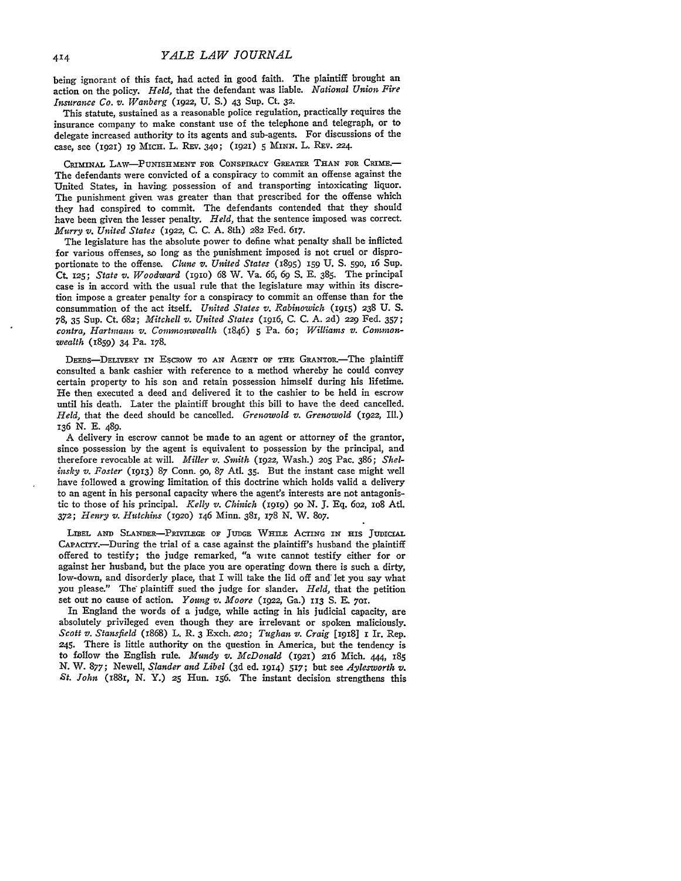being ignorant of this fact, had acted in good faith. The plaintiff brought an action on the policy. *Held*, that the defendant was liable. *National Union Fire Insurance Co. v. Wanberg* (1922, U. S.) 43 Sup. Ct. 32.

This statute, sustained as a reasonable police regulation, practically requires the insurance company to make constant use of the telephone and telegraph, or to delegate increased authority to its agents and sub-agents. For discussions of the case, see (1921) 19 MICH. L. REV. 340; (1921) 5 MINN. L. REV. 224.

CRIMINAL LAW—PUNISHMENT FOR CONSPIRACY GREATER THAN FOR CRIME.—The defendants were convicted of a conspiracy to commit an offense against the United States, in having possession of and transporting intoxicating liquor. The punishment given was greater than that prescribed for the offense which they had conspired to commit. The defendants contended that they should have been given the lesser penalty. *Held*, that the sentence imposed was correct. *Murry v. United States* (1922, C. C. A. 8th) 282 Fed. 617.

The legislature has the absolute power to define what penalty shall be inflicted for various offenses, so long as the punishment imposed is not cruel or disproportionate to the offense. *Clune v. United States* (1895) 159 U. S. 590, 16 Sup. Ct. 125; *State v. Woodward* (1910) 68 W. Va. 66, 69 S. E. 385. The principal case is in accord with the usual rule that the legislature may within its discretion impose a greater penalty for a conspiracy to commit an offense than for the consummation of the act itself. *United States v. Rabinowich* (1915) 238 U. S. 78, 35 Sup. Ct. 682; *Mitchell v. United States* (1916, C. C. A. 2d) 229 Fed. 357; *contra, Hartmann v. Commonwealth* (1846) 5 Pa. 60; *Williams v. Commonwealth* (1859) 34 Pa. 178.

DEEDS—DELIVERY IN ESCROW TO AN AGENT OF THE GRANTOR.—The plaintiff consulted a bank cashier with reference to a method whereby he could convey certain property to his son and retain possession himself during his lifetime. He then executed a deed and delivered it to the cashier to be held in escrow until his death. Later the plaintiff brought this bill to have the deed cancelled. *Held*, that the deed should be cancelled. *Grenowold v. Grenowold* (1922, Ill.) 136 N. E. 489.

A delivery in escrow cannot be made to an agent or attorney of the grantor, since possession by the agent is equivalent to possession by the principal, and therefore revocable at will. *Miller v. Smith* (1922, Wash.) 205 Pac. 386; *Shelinsky v. Foster* (1913) 87 Conn. 90, 87 Atl. 35. But the instant case might well have followed a growing limitation of this doctrine which holds valid a delivery to an agent in his personal capacity where the agent's interests are not antagonistic to those of his principal. *Kelly v. Chinich* (1919) 90 N. J. Eq. 602, 108 Atl. 372; *Henry v. Hutchins* (1920) 146 Minn. 381, 178 N. W. 807.

LIBEL AND SLANDER—PRIVILEGE OF JUDGE WHILE ACTING IN HIS JUDICIAL CAPACITY.—During the trial of a case against the plaintiff's husband the plaintiff offered to testify; the judge remarked, "a wite cannot testify either for or against her husband, but the place you are operating down there is such a dirty, low-down, and disorderly place, that I will take the lid off and let you say what you please." The plaintiff sued the judge for slander. *Held*, that the petition set out no cause of action. *Young v. Moore* (1922, Ga.) 113 S. E. 701.

In England the words of a judge, while acting in his judicial capacity, are absolutely privileged even though they are irrelevant or spoken maliciously. *Scott v. Stansfield* (1868) L. R. 3 Exch. 220; *Tughan v. Craig* [1918] 1 Ir. Rep. 245. There is little authority on the question in America, but the tendency is to follow the English rule. *Mundy v. McDonald* (1921) 216 Mich. 444, 185 N. W. 877; Newell, *Slander and Libel* (3d ed. 1914) 517; but see *Aylesworth v. St. John* (1881, N. Y.) 25 Hun. 156. The instant decision strengthens this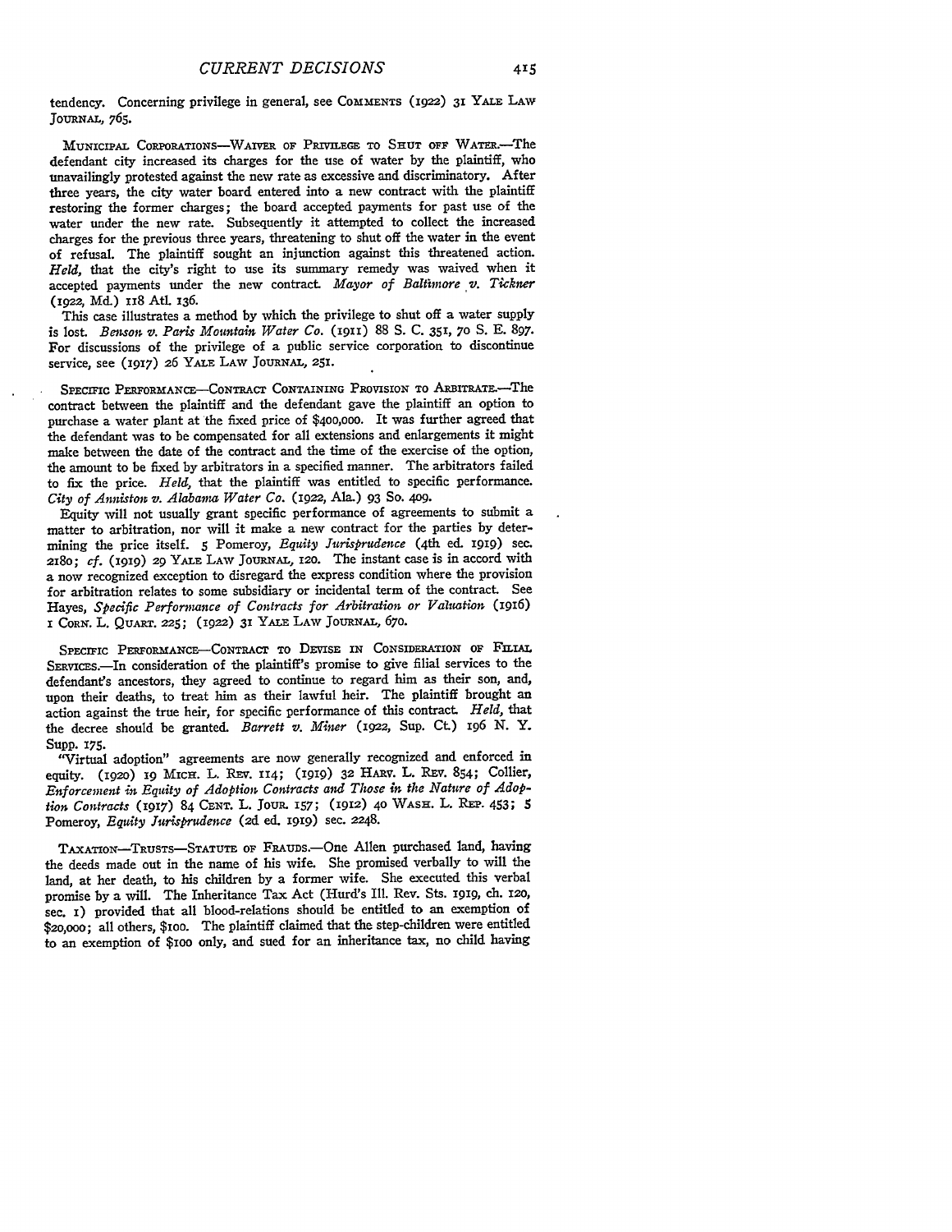tendency. Concerning privilege in general, see COMMENTS (1922) 31 YALE LAW JOURNAL, 765.

MUNICIPAL CORPORATIONS—WAIVER OF PRIVILEGE TO SHUT OFF WATER.—The defendant city increased its charges for the use of water by the plaintiff, who unavailingly protested against the new rate as excessive and discriminatory. After three years, the city water board entered into a new contract with the plaintiff restoring the former charges; the board accepted payments for past use of the water under the new rate. Subsequently it attempted to collect the increased charges for the previous three years, threatening to shut off the water in the event of refusal. The plaintiff sought an injunction against this threatened action. *Held*, that the city's right to use its summary remedy was waived when it accepted payments under the new contract. *Mayor of Baltimore v. Tickner* (1922, Md.) 118 Atl. 136.

This case illustrates a method by which the privilege to shut off a water supply is lost. *Benson v. Paris Mountain Water Co.* (1911) 88 S. C. 351, 70 S. E. 897. For discussions of the privilege of a public service corporation to discontinue service, see (1917) 26 YALE LAW JOURNAL, 251.

SPECIFIC PERFORMANCE—CONTRACT CONTAINING PROVISION TO ARBITRATE.—The contract between the plaintiff and the defendant gave the plaintiff an option to purchase a water plant at the fixed price of $400,000. It was further agreed that the defendant was to be compensated for all extensions and enlargements it might make between the date of the contract and the time of the exercise of the option, the amount to be fixed by arbitrators in a specified manner. The arbitrators failed to fix the price. *Held*, that the plaintiff was entitled to specific performance. *City of Anniston v. Alabama Water Co.* (1922, Ala.) 93 So. 409.

Equity will not usually grant specific performance of agreements to submit a matter to arbitration, nor will it make a new contract for the parties by determining the price itself. 5 Pomeroy, *Equity Jurisprudence* (4th ed. 1919) sec. 2180; *cf.* (1919) 29 YALE LAW JOURNAL, 120. The instant case is in accord with a now recognized exception to disregard the express condition where the provision for arbitration relates to some subsidiary or incidental term of the contract. See Hayes, *Specific Performance of Contracts for Arbitration or Valuation* (1916) 1 CORN. L. QUART. 225; (1922) 31 YALE LAW JOURNAL, 670.

SPECIFIC PERFORMANCE—CONTRACT TO DEVISE IN CONSIDERATION OF FILIAL SERVICES.—In consideration of the plaintiff's promise to give filial services to the defendant's ancestors, they agreed to continue to regard him as their son, and, upon their deaths, to treat him as their lawful heir. The plaintiff brought an action against the true heir, for specific performance of this contract. *Held*, that the decree should be granted. *Barrett v. Miner* (1922, Sup. Ct.) 196 N. Y. Supp. 175.

"Virtual adoption" agreements are now generally recognized and enforced in equity. (1920) 19 MICH. L. REV. 114; (1919) 32 HARV. L. REV. 854; Collier, *Enforcement in Equity of Adoption Contracts and Those in the Nature of Adoption Contracts* (1917) 84 CENT. L. JOUR. 157; (1912) 40 WASH. L. REP. 453; 5 Pomeroy, *Equity Jurisprudence* (2d ed. 1919) sec. 2248.

TAXATION—TRUSTS—STATUTE OF FRAUDS.—One Allen purchased land, having the deeds made out in the name of his wife. She promised verbally to will the land, at her death, to his children by a former wife. She executed this verbal promise by a will. The Inheritance Tax Act (Hurd's Ill. Rev. Sts. 1919, ch. 120, sec. 1) provided that all blood-relations should be entitled to an exemption of $20,000; all others, $100. The plaintiff claimed that the step-children were entitled to an exemption of $100 only, and sued for an inheritance tax, no child having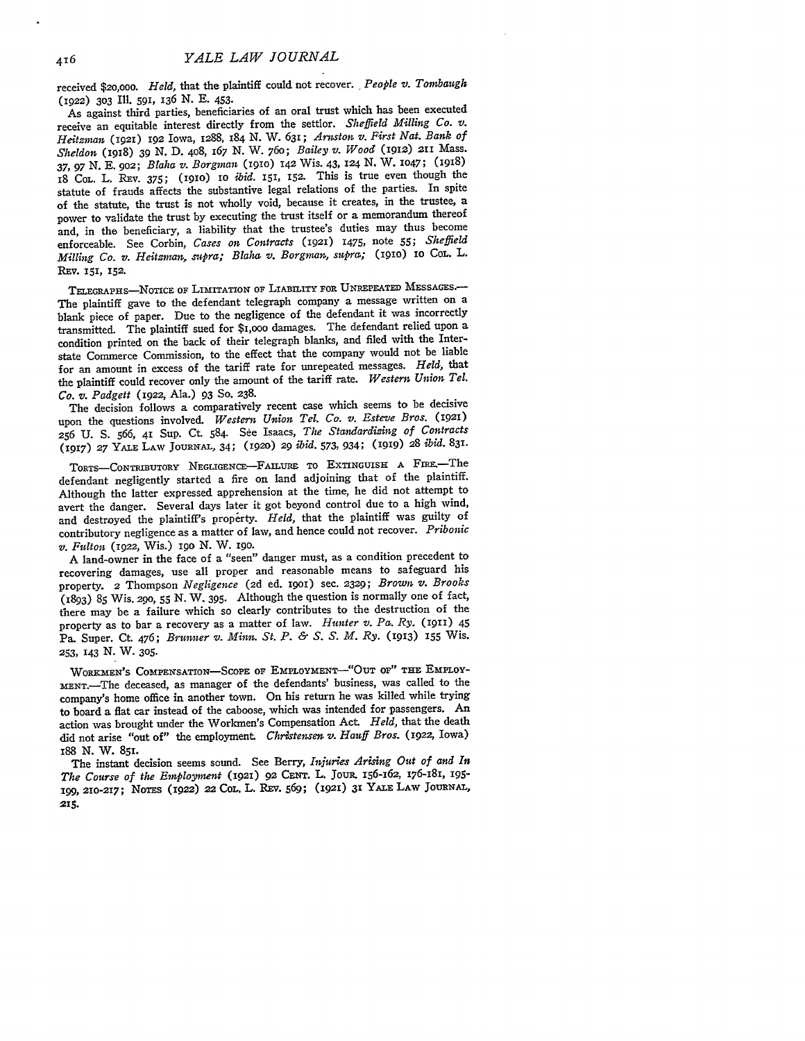received $20,000. *Held,* that the plaintiff could not recover. *People v. Tombaugh* (1922) 303 Ill. 591, 136 N. E. 453.

As against third parties, beneficiaries of an oral trust which has been executed receive an equitable interest directly from the settlor. *Sheffield Milling Co. v. Heitzman* (1921) 192 Iowa, 1288, 184 N. W. 631; *Arnston v. First Nat. Bank of Sheldon* (1918) 39 N. D. 408, 167 N. W. 760; *Bailey v. Wood* (1912) 211 Mass. 37, 97 N. E. 902; *Blaha v. Borgman* (1910) 142 Wis. 43, 124 N. W. 1047; (1918) 18 Col. L. Rev. 375; (1910) 10 *ibid.* 151, 152. This is true even though the statute of frauds affects the substantive legal relations of the parties. In spite of the statute, the trust is not wholly void, because it creates, in the trustee, a power to validate the trust by executing the trust itself or a memorandum thereof and, in the beneficiary, a liability that the trustee's duties may thus become enforceable. See Corbin, *Cases on Contracts* (1921) 1475, note 55; *Sheffield Milling Co. v. Heitzman, supra; Blaha v. Borgman, supra;* (1910) 10 Col. L. Rev. 151, 152.

Telegraphs—Notice of Limitation of Liability for Unrepeated Messages.—The plaintiff gave to the defendant telegraph company a message written on a blank piece of paper. Due to the negligence of the defendant it was incorrectly transmitted. The plaintiff sued for $1,000 damages. The defendant relied upon a condition printed on the back of their telegraph blanks, and filed with the Interstate Commerce Commission, to the effect that the company would not be liable for an amount in excess of the tariff rate for unrepeated messages. *Held,* that the plaintiff could recover only the amount of the tariff rate. *Western Union Tel. Co. v. Padgett* (1922, Ala.) 93 So. 238.

The decision follows a comparatively recent case which seems to be decisive upon the questions involved. *Western Union Tel. Co. v. Esteve Bros.* (1921) 256 U. S. 566, 41 Sup. Ct. 584. See Isaacs, *The Standardizing of Contracts* (1917) 27 Yale Law Journal, 34; (1920) 29 *ibid.* 573, 934; (1919) 28 *ibid.* 831.

Torts—Contributory Negligence—Failure to Extinguish a Fire.—The defendant negligently started a fire on land adjoining that of the plaintiff. Although the latter expressed apprehension at the time, he did not attempt to avert the danger. Several days later it got beyond control due to a high wind, and destroyed the plaintiff's property. *Held,* that the plaintiff was guilty of contributory negligence as a matter of law, and hence could not recover. *Pribonic v. Fulton* (1922, Wis.) 190 N. W. 190.

A land-owner in the face of a "seen" danger must, as a condition precedent to recovering damages, use all proper and reasonable means to safeguard his property. 2 Thompson *Negligence* (2d ed. 1901) sec. 2329; *Brown v. Brooks* (1893) 85 Wis. 290, 55 N. W. 395. Although the question is normally one of fact, there may be a failure which so clearly contributes to the destruction of the property as to bar a recovery as a matter of law. *Hunter v. Pa. Ry.* (1911) 45 Pa. Super. Ct. 476; *Brunner v. Minn. St. P. & S. S. M. Ry.* (1913) 155 Wis. 253, 143 N. W. 305.

Workmen's Compensation—Scope of Employment—"Out of" the Employment.—The deceased, as manager of the defendants' business, was called to the company's home office in another town. On his return he was killed while trying to board a flat car instead of the caboose, which was intended for passengers. An action was brought under the Workmen's Compensation Act. *Held,* that the death did not arise "out of" the employment. *Christensen v. Hauff Bros.* (1922, Iowa) 188 N. W. 851.

The instant decision seems sound. See Berry, *Injuries Arising Out of and In The Course of the Employment* (1921) 92 Cent. L. Jour. 156-162, 176-181, 195-199, 210-217; Notes (1922) 22 Col. L. Rev. 569; (1921) 31 Yale Law Journal, 215.